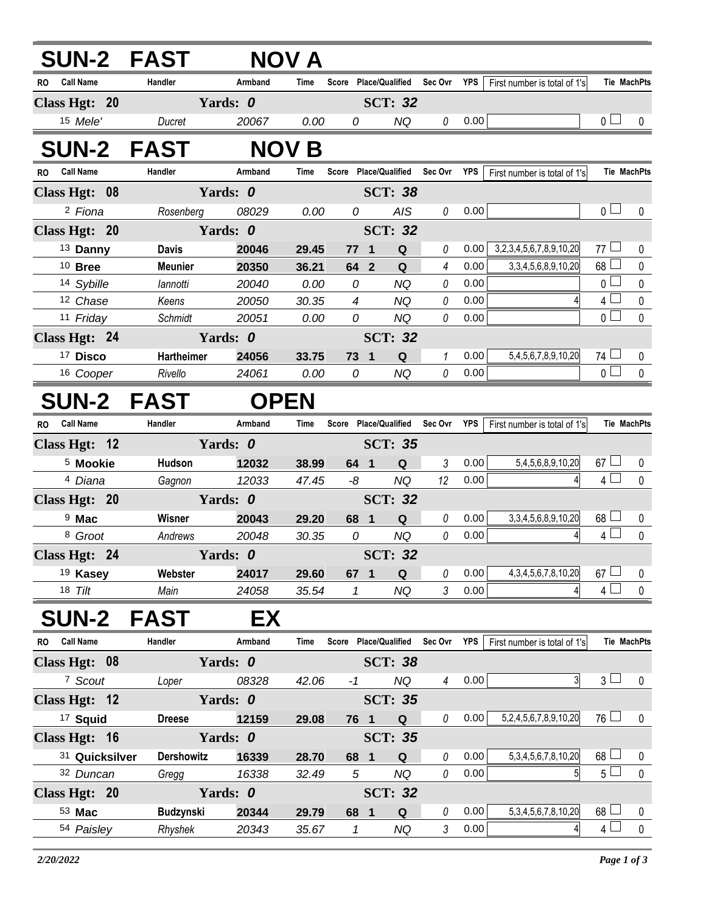## SUN-2 FAST NOV A

| RO | Call Name | Handler | Armband | Time | Score | Place/Qualified | | Sec Ovr | YPS | First number is total of 1's | Tie | MachPts |
|---|---|---|---|---|---|---|---|---|---|---|---|---|
| **Class Hgt: 20** | | **Yards: 0** | | | | **SCT: 32** | | | | | | |
| 15 | *Mele'* | *Ducret* | *20067* | *0.00* | *0* | | *NQ* | *0* | 0.00 | | 0 | 0 |

## SUN-2 FAST NOV B

| RO | Call Name | Handler | Armband | Time | Score | Place/Qualified | | Sec Ovr | YPS | First number is total of 1's | Tie | MachPts |
|---|---|---|---|---|---|---|---|---|---|---|---|---|
| **Class Hgt: 08** | | **Yards: 0** | | | | **SCT: 38** | | | | | | |
| 2 | *Fiona* | *Rosenberg* | *08029* | *0.00* | *0* | | *AIS* | *0* | 0.00 | | 0 | 0 |
| **Class Hgt: 20** | | **Yards: 0** | | | | **SCT: 32** | | | | | | |
| 13 | **Danny** | **Davis** | **20046** | **29.45** | **77** | **1** | **Q** | *0* | 0.00 | 3,2,3,4,5,6,7,8,9,10,20 | 77 | 0 |
| 10 | **Bree** | **Meunier** | **20350** | **36.21** | **64** | **2** | **Q** | *4* | 0.00 | 3,3,4,5,6,8,9,10,20 | 68 | 0 |
| 14 | *Sybille* | *Iannotti* | *20040* | *0.00* | *0* | | *NQ* | *0* | 0.00 | | 0 | 0 |
| 12 | *Chase* | *Keens* | *20050* | *30.35* | *4* | | *NQ* | *0* | 0.00 | 4 | 4 | 0 |
| 11 | *Friday* | *Schmidt* | *20051* | *0.00* | *0* | | *NQ* | *0* | 0.00 | | 0 | 0 |
| **Class Hgt: 24** | | **Yards: 0** | | | | **SCT: 32** | | | | | | |
| 17 | **Disco** | **Hartheimer** | **24056** | **33.75** | **73** | **1** | **Q** | *1* | 0.00 | 5,4,5,6,7,8,9,10,20 | 74 | 0 |
| 16 | *Cooper* | *Rivello* | *24061* | *0.00* | *0* | | *NQ* | *0* | 0.00 | | 0 | 0 |

## SUN-2 FAST OPEN

| RO | Call Name | Handler | Armband | Time | Score | Place/Qualified | | Sec Ovr | YPS | First number is total of 1's | Tie | MachPts |
|---|---|---|---|---|---|---|---|---|---|---|---|---|
| **Class Hgt: 12** | | **Yards: 0** | | | | **SCT: 35** | | | | | | |
| 5 | **Mookie** | **Hudson** | **12032** | **38.99** | **64** | **1** | **Q** | *3* | 0.00 | 5,4,5,6,8,9,10,20 | 67 | 0 |
| 4 | *Diana* | *Gagnon* | *12033* | *47.45* | *-8* | | *NQ* | *12* | 0.00 | 4 | 4 | 0 |
| **Class Hgt: 20** | | **Yards: 0** | | | | **SCT: 32** | | | | | | |
| 9 | **Mac** | **Wisner** | **20043** | **29.20** | **68** | **1** | **Q** | *0* | 0.00 | 3,3,4,5,6,8,9,10,20 | 68 | 0 |
| 8 | *Groot* | *Andrews* | *20048* | *30.35* | *0* | | *NQ* | *0* | 0.00 | 4 | 4 | 0 |
| **Class Hgt: 24** | | **Yards: 0** | | | | **SCT: 32** | | | | | | |
| 19 | **Kasey** | **Webster** | **24017** | **29.60** | **67** | **1** | **Q** | *0* | 0.00 | 4,3,4,5,6,7,8,10,20 | 67 | 0 |
| 18 | *Tilt* | *Main* | *24058* | *35.54* | *1* | | *NQ* | *3* | 0.00 | 4 | 4 | 0 |

## SUN-2 FAST EX

| RO | Call Name | Handler | Armband | Time | Score | Place/Qualified | | Sec Ovr | YPS | First number is total of 1's | Tie | MachPts |
|---|---|---|---|---|---|---|---|---|---|---|---|---|
| **Class Hgt: 08** | | **Yards: 0** | | | | **SCT: 38** | | | | | | |
| 7 | *Scout* | *Loper* | *08328* | *42.06* | *-1* | | *NQ* | *4* | 0.00 | 3 | 3 | 0 |
| **Class Hgt: 12** | | **Yards: 0** | | | | **SCT: 35** | | | | | | |
| 17 | **Squid** | **Dreese** | **12159** | **29.08** | **76** | **1** | **Q** | *0* | 0.00 | 5,2,4,5,6,7,8,9,10,20 | 76 | 0 |
| **Class Hgt: 16** | | **Yards: 0** | | | | **SCT: 35** | | | | | | |
| 31 | **Quicksilver** | **Dershowitz** | **16339** | **28.70** | **68** | **1** | **Q** | *0* | 0.00 | 5,3,4,5,6,7,8,10,20 | 68 | 0 |
| 32 | *Duncan* | *Gregg* | *16338* | *32.49* | *5* | | *NQ* | *0* | 0.00 | 5 | 5 | 0 |
| **Class Hgt: 20** | | **Yards: 0** | | | | **SCT: 32** | | | | | | |
| 53 | **Mac** | **Budzynski** | **20344** | **29.79** | **68** | **1** | **Q** | *0* | 0.00 | 5,3,4,5,6,7,8,10,20 | 68 | 0 |
| 54 | *Paisley* | *Rhyshek* | *20343* | *35.67* | *1* | | *NQ* | *3* | 0.00 | 4 | 4 | 0 |

*2/20/2022*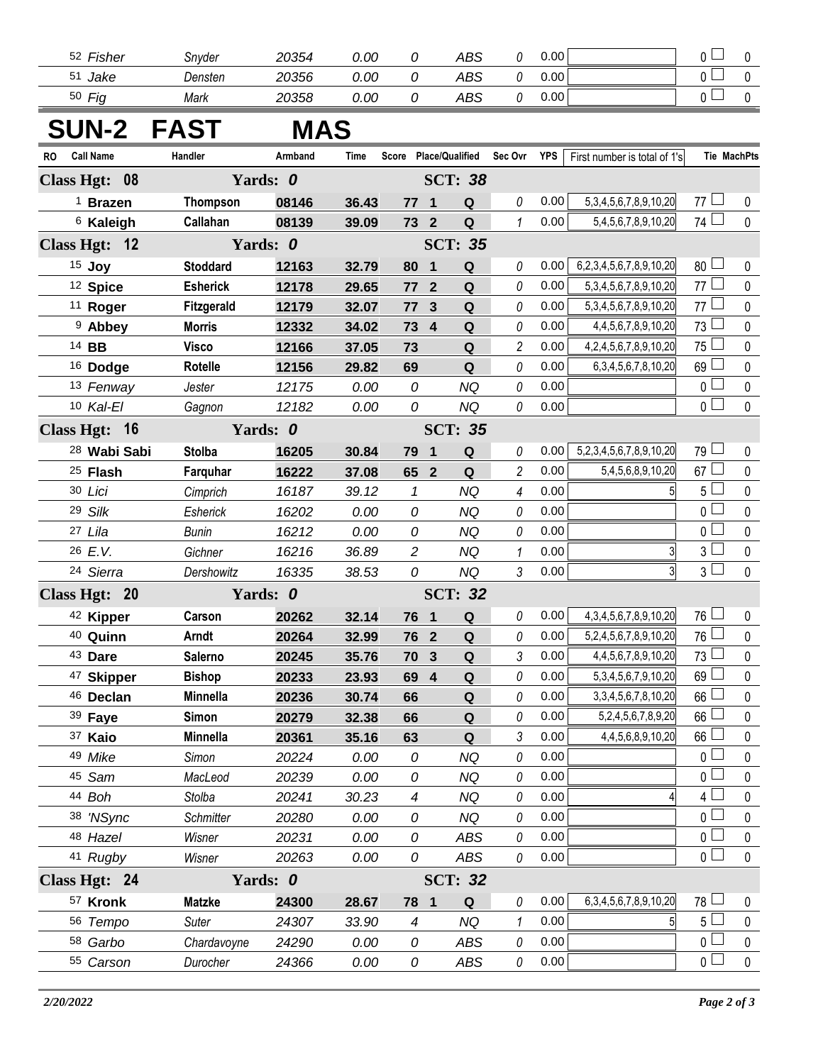| RO | Call Name | Handler | Armband | Time | Score | Place/Qualified | | Sec Ovr | YPS | First number is total of 1's | Tie | MachPts |
|---|---|---|---|---|---|---|---|---|---|---|---|---|
| 52 | Fisher | Snyder | 20354 | 0.00 | 0 | | ABS | 0 | 0.00 | | 0 | 0 |
| 51 | Jake | Densten | 20356 | 0.00 | 0 | | ABS | 0 | 0.00 | | 0 | 0 |
| 50 | Fig | Mark | 20358 | 0.00 | 0 | | ABS | 0 | 0.00 | | 0 | 0 |

## SUN-2 FAST MAS

| RO | Call Name | Handler | Armband | Time | Score | Place/Qualified | | Sec Ovr | YPS | First number is total of 1's | Tie | MachPts |
|---|---|---|---|---|---|---|---|---|---|---|---|---|
| **Class Hgt: 08** | | **Yards: 0** | | | | **SCT: 38** | | | | | | |
| 1 | **Brazen** | **Thompson** | **08146** | **36.43** | **77** | **1** | **Q** | 0 | 0.00 | 5,3,4,5,6,7,8,9,10,20 | 77 | 0 |
| 6 | **Kaleigh** | **Callahan** | **08139** | **39.09** | **73** | **2** | **Q** | 1 | 0.00 | 5,4,5,6,7,8,9,10,20 | 74 | 0 |
| **Class Hgt: 12** | | **Yards: 0** | | | | **SCT: 35** | | | | | | |
| 15 | **Joy** | **Stoddard** | **12163** | **32.79** | **80** | **1** | **Q** | 0 | 0.00 | 6,2,3,4,5,6,7,8,9,10,20 | 80 | 0 |
| 12 | **Spice** | **Esherick** | **12178** | **29.65** | **77** | **2** | **Q** | 0 | 0.00 | 5,3,4,5,6,7,8,9,10,20 | 77 | 0 |
| 11 | **Roger** | **Fitzgerald** | **12179** | **32.07** | **77** | **3** | **Q** | 0 | 0.00 | 5,3,4,5,6,7,8,9,10,20 | 77 | 0 |
| 9 | **Abbey** | **Morris** | **12332** | **34.02** | **73** | **4** | **Q** | 0 | 0.00 | 4,4,5,6,7,8,9,10,20 | 73 | 0 |
| 14 | **BB** | **Visco** | **12166** | **37.05** | **73** | | **Q** | 2 | 0.00 | 4,2,4,5,6,7,8,9,10,20 | 75 | 0 |
| 16 | **Dodge** | **Rotelle** | **12156** | **29.82** | **69** | | **Q** | 0 | 0.00 | 6,3,4,5,6,7,8,10,20 | 69 | 0 |
| 13 | Fenway | Jester | 12175 | 0.00 | 0 | | NQ | 0 | 0.00 | | 0 | 0 |
| 10 | Kal-El | Gagnon | 12182 | 0.00 | 0 | | NQ | 0 | 0.00 | | 0 | 0 |
| **Class Hgt: 16** | | **Yards: 0** | | | | **SCT: 35** | | | | | | |
| 28 | **Wabi Sabi** | **Stolba** | **16205** | **30.84** | **79** | **1** | **Q** | 0 | 0.00 | 5,2,3,4,5,6,7,8,9,10,20 | 79 | 0 |
| 25 | **Flash** | **Farquhar** | **16222** | **37.08** | **65** | **2** | **Q** | 2 | 0.00 | 5,4,5,6,8,9,10,20 | 67 | 0 |
| 30 | Lici | Cimprich | 16187 | 39.12 | 1 | | NQ | 4 | 0.00 | 5 | 5 | 0 |
| 29 | Silk | Esherick | 16202 | 0.00 | 0 | | NQ | 0 | 0.00 | | 0 | 0 |
| 27 | Lila | Bunin | 16212 | 0.00 | 0 | | NQ | 0 | 0.00 | | 0 | 0 |
| 26 | E.V. | Gichner | 16216 | 36.89 | 2 | | NQ | 1 | 0.00 | 3 | 3 | 0 |
| 24 | Sierra | Dershowitz | 16335 | 38.53 | 0 | | NQ | 3 | 0.00 | 3 | 3 | 0 |
| **Class Hgt: 20** | | **Yards: 0** | | | | **SCT: 32** | | | | | | |
| 42 | **Kipper** | **Carson** | **20262** | **32.14** | **76** | **1** | **Q** | 0 | 0.00 | 4,3,4,5,6,7,8,9,10,20 | 76 | 0 |
| 40 | **Quinn** | **Arndt** | **20264** | **32.99** | **76** | **2** | **Q** | 0 | 0.00 | 5,2,4,5,6,7,8,9,10,20 | 76 | 0 |
| 43 | **Dare** | **Salerno** | **20245** | **35.76** | **70** | **3** | **Q** | 3 | 0.00 | 4,4,5,6,7,8,9,10,20 | 73 | 0 |
| 47 | **Skipper** | **Bishop** | **20233** | **23.93** | **69** | **4** | **Q** | 0 | 0.00 | 5,3,4,5,6,7,9,10,20 | 69 | 0 |
| 46 | **Declan** | **Minnella** | **20236** | **30.74** | **66** | | **Q** | 0 | 0.00 | 3,3,4,5,6,7,8,10,20 | 66 | 0 |
| 39 | **Faye** | **Simon** | **20279** | **32.38** | **66** | | **Q** | 0 | 0.00 | 5,2,4,5,6,7,8,9,20 | 66 | 0 |
| 37 | **Kaio** | **Minnella** | **20361** | **35.16** | **63** | | **Q** | 3 | 0.00 | 4,4,5,6,8,9,10,20 | 66 | 0 |
| 49 | Mike | Simon | 20224 | 0.00 | 0 | | NQ | 0 | 0.00 | | 0 | 0 |
| 45 | Sam | MacLeod | 20239 | 0.00 | 0 | | NQ | 0 | 0.00 | | 0 | 0 |
| 44 | Boh | Stolba | 20241 | 30.23 | 4 | | NQ | 0 | 0.00 | 4 | 4 | 0 |
| 38 | 'NSync | Schmitter | 20280 | 0.00 | 0 | | NQ | 0 | 0.00 | | 0 | 0 |
| 48 | Hazel | Wisner | 20231 | 0.00 | 0 | | ABS | 0 | 0.00 | | 0 | 0 |
| 41 | Rugby | Wisner | 20263 | 0.00 | 0 | | ABS | 0 | 0.00 | | 0 | 0 |
| **Class Hgt: 24** | | **Yards: 0** | | | | **SCT: 32** | | | | | | |
| 57 | **Kronk** | **Matzke** | **24300** | **28.67** | **78** | **1** | **Q** | 0 | 0.00 | 6,3,4,5,6,7,8,9,10,20 | 78 | 0 |
| 56 | Tempo | Suter | 24307 | 33.90 | 4 | | NQ | 1 | 0.00 | 5 | 5 | 0 |
| 58 | Garbo | Chardavoyne | 24290 | 0.00 | 0 | | ABS | 0 | 0.00 | | 0 | 0 |
| 55 | Carson | Durocher | 24366 | 0.00 | 0 | | ABS | 0 | 0.00 | | 0 | 0 |

*2/20/2022*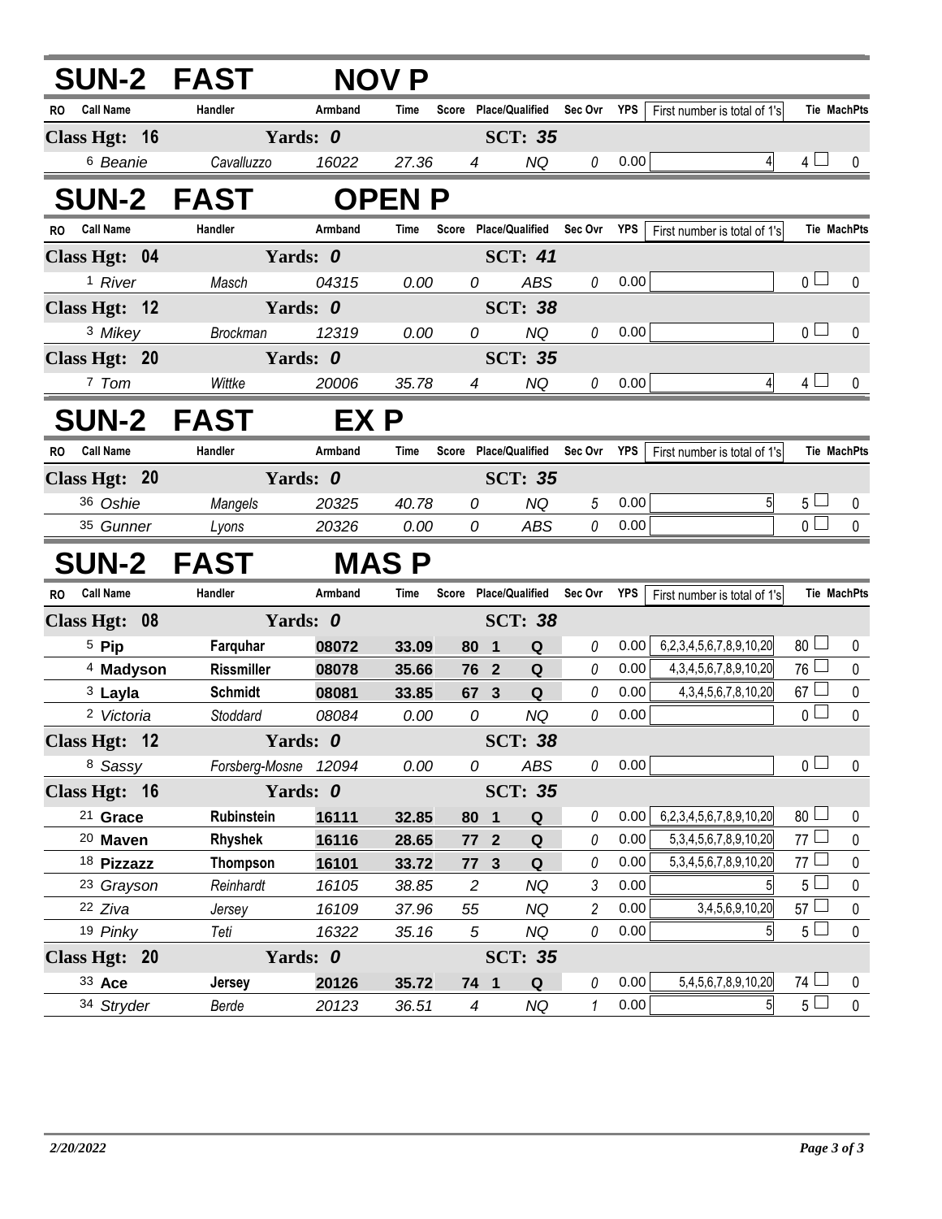## SUN-2 FAST NOV P

| RO | Call Name | Handler | Armband | Time | Score | Place | Qualified | Sec Ovr | YPS | First number is total of 1's | Tie | MachPts |
|---|---|---|---|---|---|---|---|---|---|---|---|---|
| **Class Hgt: 16** | | **Yards: 0** | | | | | **SCT: 35** | | | | | |
| 6 | *Beanie* | *Cavalluzzo* | *16022* | *27.36* | *4* | | *NQ* | *0* | 0.00 | 4 | 4 | 0 |

## SUN-2 FAST OPEN P

| RO | Call Name | Handler | Armband | Time | Score | Place | Qualified | Sec Ovr | YPS | First number is total of 1's | Tie | MachPts |
|---|---|---|---|---|---|---|---|---|---|---|---|---|
| **Class Hgt: 04** | | **Yards: 0** | | | | | **SCT: 41** | | | | | |
| 1 | *River* | *Masch* | *04315* | *0.00* | *0* | | *ABS* | *0* | 0.00 | | 0 | 0 |
| **Class Hgt: 12** | | **Yards: 0** | | | | | **SCT: 38** | | | | | |
| 3 | *Mikey* | *Brockman* | *12319* | *0.00* | *0* | | *NQ* | *0* | 0.00 | | 0 | 0 |
| **Class Hgt: 20** | | **Yards: 0** | | | | | **SCT: 35** | | | | | |
| 7 | *Tom* | *Wittke* | *20006* | *35.78* | *4* | | *NQ* | *0* | 0.00 | 4 | 4 | 0 |

## SUN-2 FAST EX P

| RO | Call Name | Handler | Armband | Time | Score | Place | Qualified | Sec Ovr | YPS | First number is total of 1's | Tie | MachPts |
|---|---|---|---|---|---|---|---|---|---|---|---|---|
| **Class Hgt: 20** | | **Yards: 0** | | | | | **SCT: 35** | | | | | |
| 36 | *Oshie* | *Mangels* | *20325* | *40.78* | *0* | | *NQ* | *5* | 0.00 | 5 | 5 | 0 |
| 35 | *Gunner* | *Lyons* | *20326* | *0.00* | *0* | | *ABS* | *0* | 0.00 | | 0 | 0 |

## SUN-2 FAST MAS P

| RO | Call Name | Handler | Armband | Time | Score | Place | Qualified | Sec Ovr | YPS | First number is total of 1's | Tie | MachPts |
|---|---|---|---|---|---|---|---|---|---|---|---|---|
| **Class Hgt: 08** | | **Yards: 0** | | | | | **SCT: 38** | | | | | |
| 5 | **Pip** | **Farquhar** | **08072** | **33.09** | **80** | **1** | **Q** | *0* | 0.00 | 6,2,3,4,5,6,7,8,9,10,20 | 80 | 0 |
| 4 | **Madyson** | **Rissmiller** | **08078** | **35.66** | **76** | **2** | **Q** | *0* | 0.00 | 4,3,4,5,6,7,8,9,10,20 | 76 | 0 |
| 3 | **Layla** | **Schmidt** | **08081** | **33.85** | **67** | **3** | **Q** | *0* | 0.00 | 4,3,4,5,6,7,8,10,20 | 67 | 0 |
| 2 | *Victoria* | *Stoddard* | *08084* | *0.00* | *0* | | *NQ* | *0* | 0.00 | | 0 | 0 |
| **Class Hgt: 12** | | **Yards: 0** | | | | | **SCT: 38** | | | | | |
| 8 | *Sassy* | *Forsberg-Mosne* | *12094* | *0.00* | *0* | | *ABS* | *0* | 0.00 | | 0 | 0 |
| **Class Hgt: 16** | | **Yards: 0** | | | | | **SCT: 35** | | | | | |
| 21 | **Grace** | **Rubinstein** | **16111** | **32.85** | **80** | **1** | **Q** | *0* | 0.00 | 6,2,3,4,5,6,7,8,9,10,20 | 80 | 0 |
| 20 | **Maven** | **Rhyshek** | **16116** | **28.65** | **77** | **2** | **Q** | *0* | 0.00 | 5,3,4,5,6,7,8,9,10,20 | 77 | 0 |
| 18 | **Pizzazz** | **Thompson** | **16101** | **33.72** | **77** | **3** | **Q** | *0* | 0.00 | 5,3,4,5,6,7,8,9,10,20 | 77 | 0 |
| 23 | *Grayson* | *Reinhardt* | *16105* | *38.85* | *2* | | *NQ* | *3* | 0.00 | 5 | 5 | 0 |
| 22 | *Ziva* | *Jersey* | *16109* | *37.96* | *55* | | *NQ* | *2* | 0.00 | 3,4,5,6,9,10,20 | 57 | 0 |
| 19 | *Pinky* | *Teti* | *16322* | *35.16* | *5* | | *NQ* | *0* | 0.00 | 5 | 5 | 0 |
| **Class Hgt: 20** | | **Yards: 0** | | | | | **SCT: 35** | | | | | |
| 33 | **Ace** | **Jersey** | **20126** | **35.72** | **74** | **1** | **Q** | *0* | 0.00 | 5,4,5,6,7,8,9,10,20 | 74 | 0 |
| 34 | *Stryder* | *Berde* | *20123* | *36.51* | *4* | | *NQ* | *1* | 0.00 | 5 | 5 | 0 |

*2/20/2022*